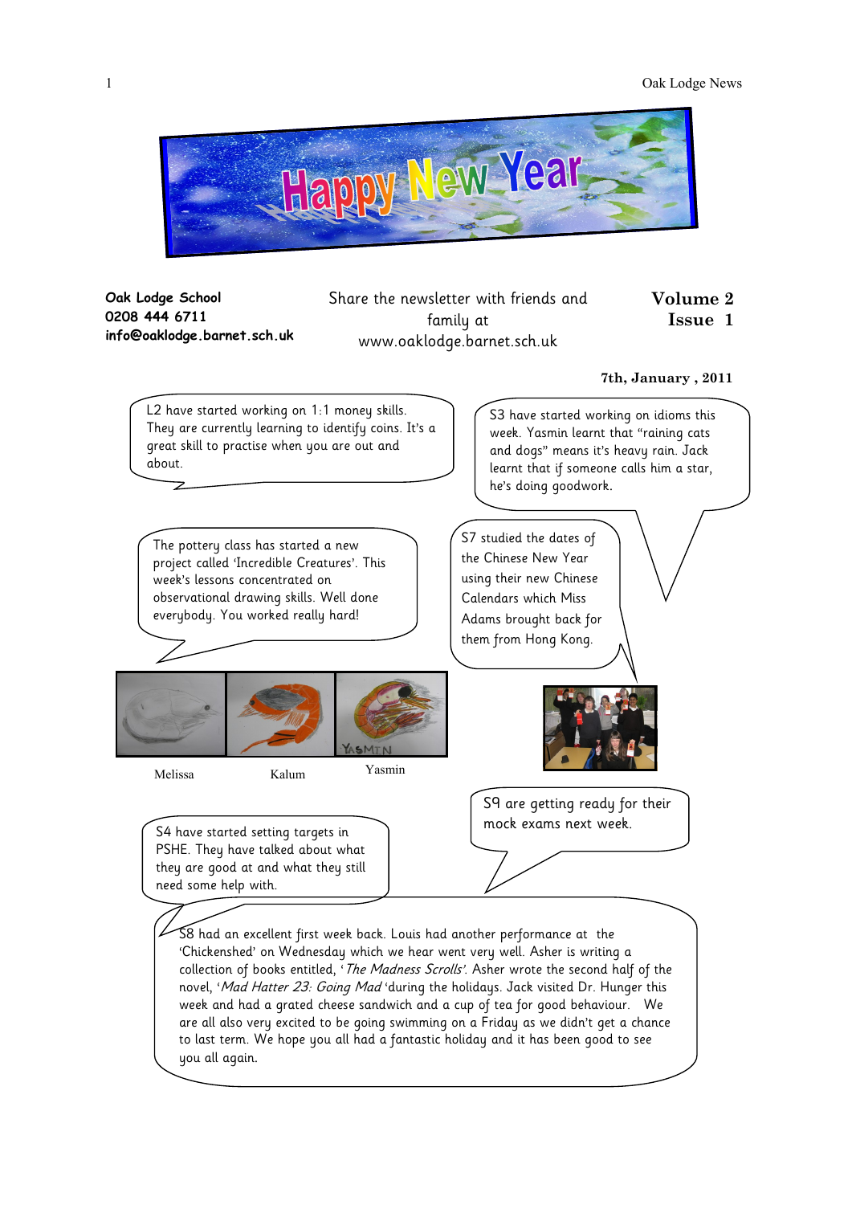# Happy New Year

**Oak Lodge School**
**0208 444 6711**
**info@oaklodge.barnet.sch.uk**

Share the newsletter with friends and family at www.oaklodge.barnet.sch.uk

**Volume 2**
**Issue 1**

**7th, January , 2011**

L2 have started working on 1:1 money skills. They are currently learning to identify coins. It's a great skill to practise when you are out and about.

S3 have started working on idioms this week. Yasmin learnt that "raining cats and dogs" means it's heavy rain. Jack learnt that if someone calls him a star, he's doing goodwork.

The pottery class has started a new project called 'Incredible Creatures'. This week's lessons concentrated on observational drawing skills. Well done everybody. You worked really hard!

S7 studied the dates of the Chinese New Year using their new Chinese Calendars which Miss Adams brought back for them from Hong Kong.

Melisса Kalum Yasmin

S9 are getting ready for their mock exams next week.

S4 have started setting targets in PSHE. They have talked about what they are good at and what they still need some help with.

S8 had an excellent first week back. Louis had another performance at the 'Chickenshed' on Wednesday which we hear went very well. Asher is writing a collection of books entitled, '*The Madness Scrolls*'. Asher wrote the second half of the novel, '*Mad Hatter 23: Going Mad* 'during the holidays. Jack visited Dr. Hunger this week and had a grated cheese sandwich and a cup of tea for good behaviour. We are all also very excited to be going swimming on a Friday as we didn't get a chance to last term. We hope you all had a fantastic holiday and it has been good to see you all again.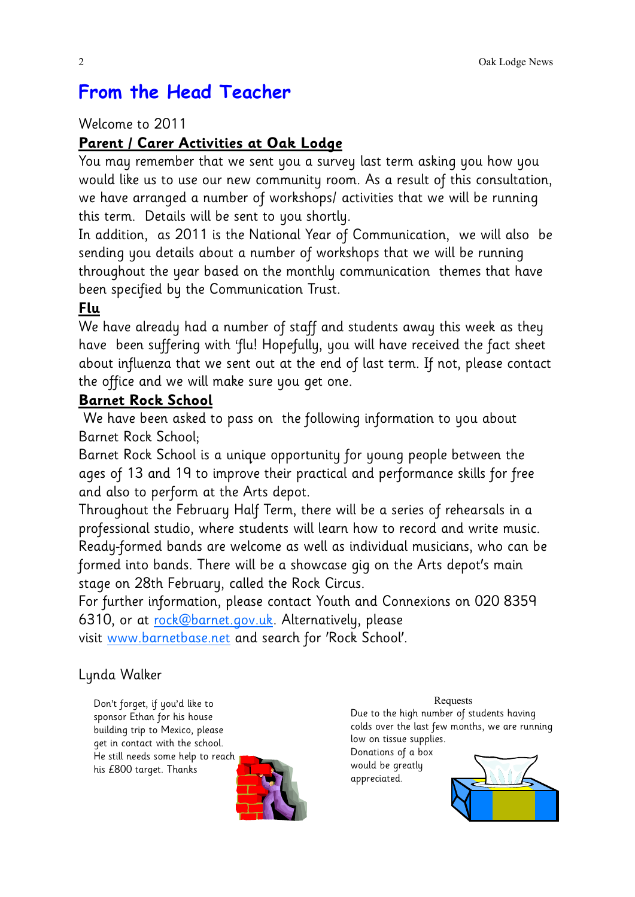# From the Head Teacher

Welcome to 2011

## Parent / Carer Activities at Oak Lodge

You may remember that we sent you a survey last term asking you how you would like us to use our new community room. As a result of this consultation, we have arranged a number of workshops/ activities that we will be running this term. Details will be sent to you shortly.

In addition, as 2011 is the National Year of Communication, we will also be sending you details about a number of workshops that we will be running throughout the year based on the monthly communication themes that have been specified by the Communication Trust.

## Flu

We have already had a number of staff and students away this week as they have been suffering with 'flu! Hopefully, you will have received the fact sheet about influenza that we sent out at the end of last term. If not, please contact the office and we will make sure you get one.

## Barnet Rock School

We have been asked to pass on the following information to you about Barnet Rock School;

Barnet Rock School is a unique opportunity for young people between the ages of 13 and 19 to improve their practical and performance skills for free and also to perform at the Arts depot.

Throughout the February Half Term, there will be a series of rehearsals in a professional studio, where students will learn how to record and write music. Ready-formed bands are welcome as well as individual musicians, who can be formed into bands. There will be a showcase gig on the Arts depot's main stage on 28th February, called the Rock Circus.

For further information, please contact Youth and Connexions on 020 8359 6310, or at rock@barnet.gov.uk. Alternatively, please visit www.barnetbase.net and search for 'Rock School'.

Lynda Walker

Don't forget, if you'd like to sponsor Ethan for his house building trip to Mexico, please get in contact with the school. He still needs some help to reach his £800 target. Thanks

Requests

Due to the high number of students having colds over the last few months, we are running low on tissue supplies. Donations of a box would be greatly appreciated.